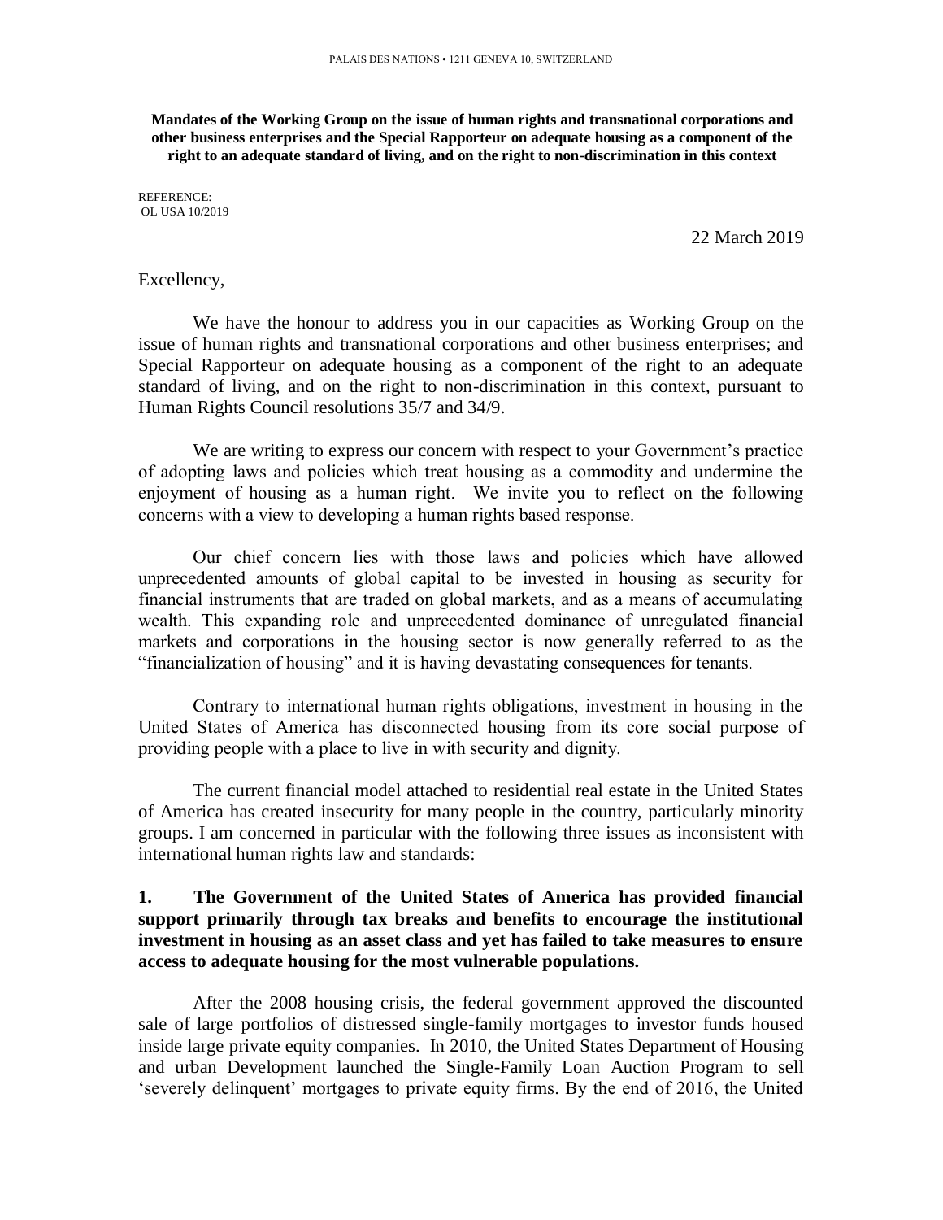PALAIS DES NATIONS • 1211 GENEVA 10, SWITZERLAND

**Mandates of the Working Group on the issue of human rights and transnational corporations and other business enterprises and the Special Rapporteur on adequate housing as a component of the right to an adequate standard of living, and on the right to non-discrimination in this context**

REFERENCE:
OL USA 10/2019

22 March 2019

Excellency,

We have the honour to address you in our capacities as Working Group on the issue of human rights and transnational corporations and other business enterprises; and Special Rapporteur on adequate housing as a component of the right to an adequate standard of living, and on the right to non-discrimination in this context, pursuant to Human Rights Council resolutions 35/7 and 34/9.

We are writing to express our concern with respect to your Government's practice of adopting laws and policies which treat housing as a commodity and undermine the enjoyment of housing as a human right. We invite you to reflect on the following concerns with a view to developing a human rights based response.

Our chief concern lies with those laws and policies which have allowed unprecedented amounts of global capital to be invested in housing as security for financial instruments that are traded on global markets, and as a means of accumulating wealth. This expanding role and unprecedented dominance of unregulated financial markets and corporations in the housing sector is now generally referred to as the "financialization of housing" and it is having devastating consequences for tenants.

Contrary to international human rights obligations, investment in housing in the United States of America has disconnected housing from its core social purpose of providing people with a place to live in with security and dignity.

The current financial model attached to residential real estate in the United States of America has created insecurity for many people in the country, particularly minority groups. I am concerned in particular with the following three issues as inconsistent with international human rights law and standards:

**1. The Government of the United States of America has provided financial support primarily through tax breaks and benefits to encourage the institutional investment in housing as an asset class and yet has failed to take measures to ensure access to adequate housing for the most vulnerable populations.**

After the 2008 housing crisis, the federal government approved the discounted sale of large portfolios of distressed single-family mortgages to investor funds housed inside large private equity companies. In 2010, the United States Department of Housing and urban Development launched the Single-Family Loan Auction Program to sell 'severely delinquent' mortgages to private equity firms. By the end of 2016, the United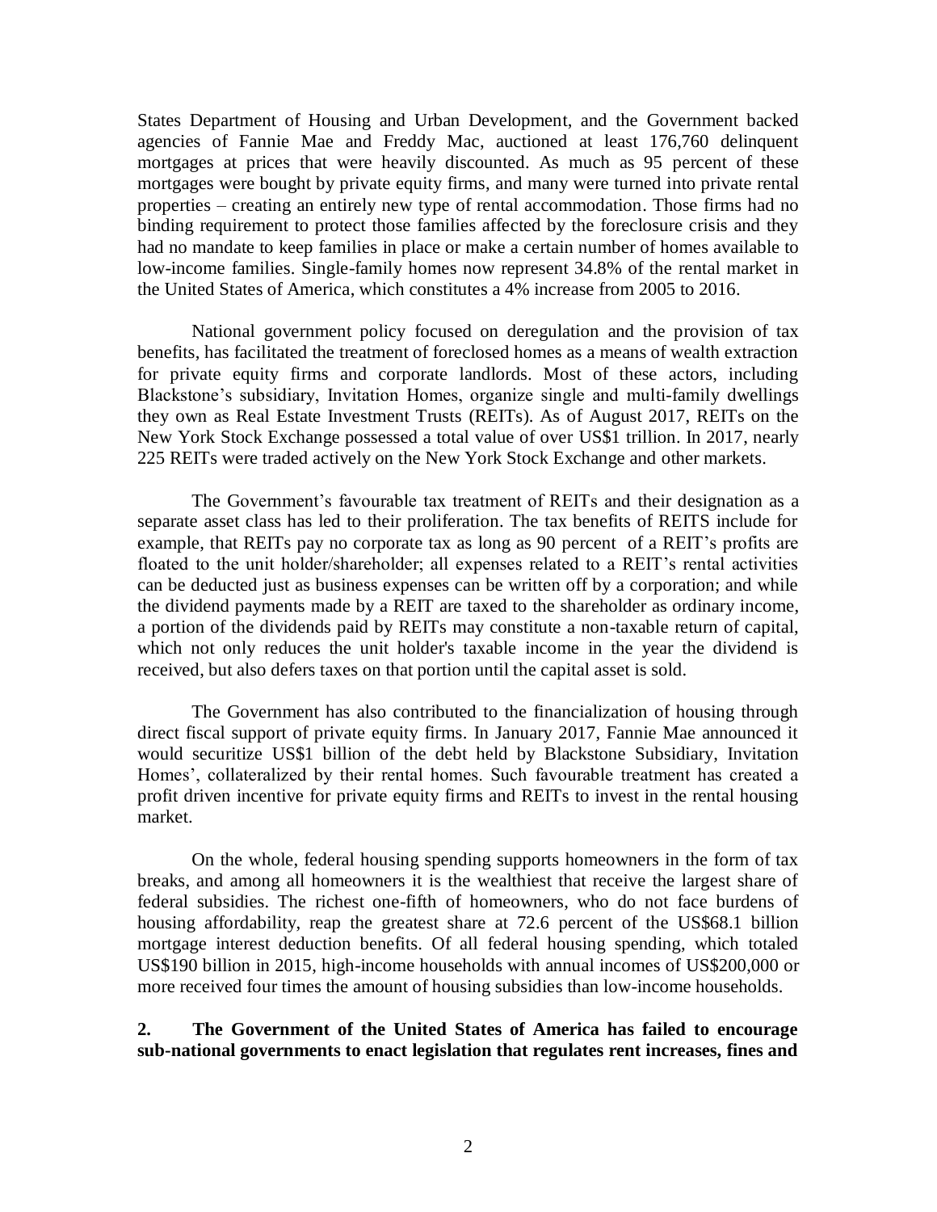States Department of Housing and Urban Development, and the Government backed agencies of Fannie Mae and Freddy Mac, auctioned at least 176,760 delinquent mortgages at prices that were heavily discounted. As much as 95 percent of these mortgages were bought by private equity firms, and many were turned into private rental properties – creating an entirely new type of rental accommodation. Those firms had no binding requirement to protect those families affected by the foreclosure crisis and they had no mandate to keep families in place or make a certain number of homes available to low-income families. Single-family homes now represent 34.8% of the rental market in the United States of America, which constitutes a 4% increase from 2005 to 2016.

National government policy focused on deregulation and the provision of tax benefits, has facilitated the treatment of foreclosed homes as a means of wealth extraction for private equity firms and corporate landlords. Most of these actors, including Blackstone's subsidiary, Invitation Homes, organize single and multi-family dwellings they own as Real Estate Investment Trusts (REITs). As of August 2017, REITs on the New York Stock Exchange possessed a total value of over US$1 trillion. In 2017, nearly 225 REITs were traded actively on the New York Stock Exchange and other markets.

The Government's favourable tax treatment of REITs and their designation as a separate asset class has led to their proliferation. The tax benefits of REITS include for example, that REITs pay no corporate tax as long as 90 percent of a REIT's profits are floated to the unit holder/shareholder; all expenses related to a REIT's rental activities can be deducted just as business expenses can be written off by a corporation; and while the dividend payments made by a REIT are taxed to the shareholder as ordinary income, a portion of the dividends paid by REITs may constitute a non-taxable return of capital, which not only reduces the unit holder's taxable income in the year the dividend is received, but also defers taxes on that portion until the capital asset is sold.

The Government has also contributed to the financialization of housing through direct fiscal support of private equity firms. In January 2017, Fannie Mae announced it would securitize US$1 billion of the debt held by Blackstone Subsidiary, Invitation Homes', collateralized by their rental homes. Such favourable treatment has created a profit driven incentive for private equity firms and REITs to invest in the rental housing market.

On the whole, federal housing spending supports homeowners in the form of tax breaks, and among all homeowners it is the wealthiest that receive the largest share of federal subsidies. The richest one-fifth of homeowners, who do not face burdens of housing affordability, reap the greatest share at 72.6 percent of the US$68.1 billion mortgage interest deduction benefits. Of all federal housing spending, which totaled US$190 billion in 2015, high-income households with annual incomes of US$200,000 or more received four times the amount of housing subsidies than low-income households.

**2. The Government of the United States of America has failed to encourage sub-national governments to enact legislation that regulates rent increases, fines and**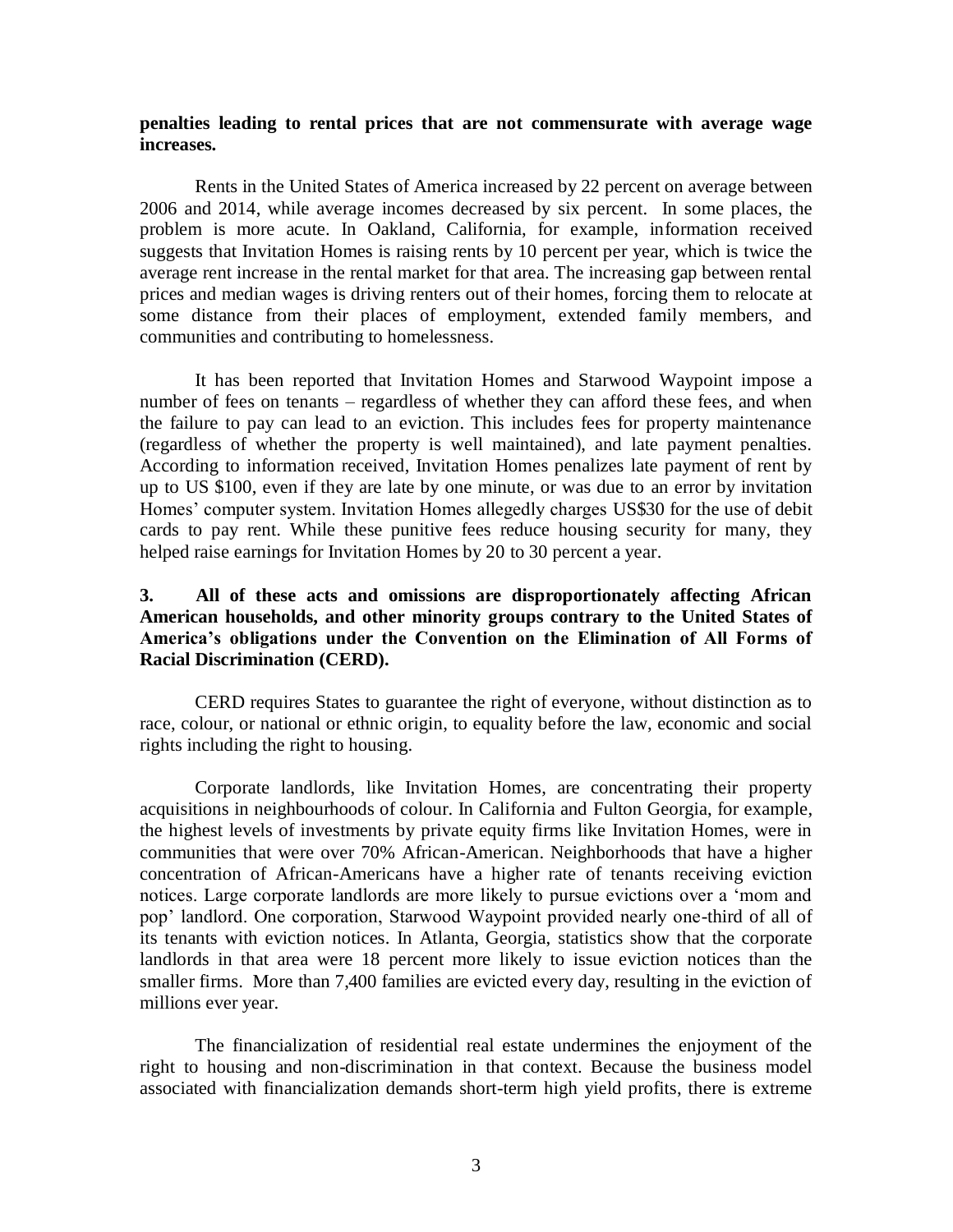**penalties leading to rental prices that are not commensurate with average wage increases.**

Rents in the United States of America increased by 22 percent on average between 2006 and 2014, while average incomes decreased by six percent. In some places, the problem is more acute. In Oakland, California, for example, information received suggests that Invitation Homes is raising rents by 10 percent per year, which is twice the average rent increase in the rental market for that area. The increasing gap between rental prices and median wages is driving renters out of their homes, forcing them to relocate at some distance from their places of employment, extended family members, and communities and contributing to homelessness.

It has been reported that Invitation Homes and Starwood Waypoint impose a number of fees on tenants – regardless of whether they can afford these fees, and when the failure to pay can lead to an eviction. This includes fees for property maintenance (regardless of whether the property is well maintained), and late payment penalties. According to information received, Invitation Homes penalizes late payment of rent by up to US $100, even if they are late by one minute, or was due to an error by invitation Homes' computer system. Invitation Homes allegedly charges US$30 for the use of debit cards to pay rent. While these punitive fees reduce housing security for many, they helped raise earnings for Invitation Homes by 20 to 30 percent a year.

**3. All of these acts and omissions are disproportionately affecting African American households, and other minority groups contrary to the United States of America's obligations under the Convention on the Elimination of All Forms of Racial Discrimination (CERD).**

CERD requires States to guarantee the right of everyone, without distinction as to race, colour, or national or ethnic origin, to equality before the law, economic and social rights including the right to housing.

Corporate landlords, like Invitation Homes, are concentrating their property acquisitions in neighbourhoods of colour. In California and Fulton Georgia, for example, the highest levels of investments by private equity firms like Invitation Homes, were in communities that were over 70% African-American. Neighborhoods that have a higher concentration of African-Americans have a higher rate of tenants receiving eviction notices. Large corporate landlords are more likely to pursue evictions over a 'mom and pop' landlord. One corporation, Starwood Waypoint provided nearly one-third of all of its tenants with eviction notices. In Atlanta, Georgia, statistics show that the corporate landlords in that area were 18 percent more likely to issue eviction notices than the smaller firms. More than 7,400 families are evicted every day, resulting in the eviction of millions ever year.

The financialization of residential real estate undermines the enjoyment of the right to housing and non-discrimination in that context. Because the business model associated with financialization demands short-term high yield profits, there is extreme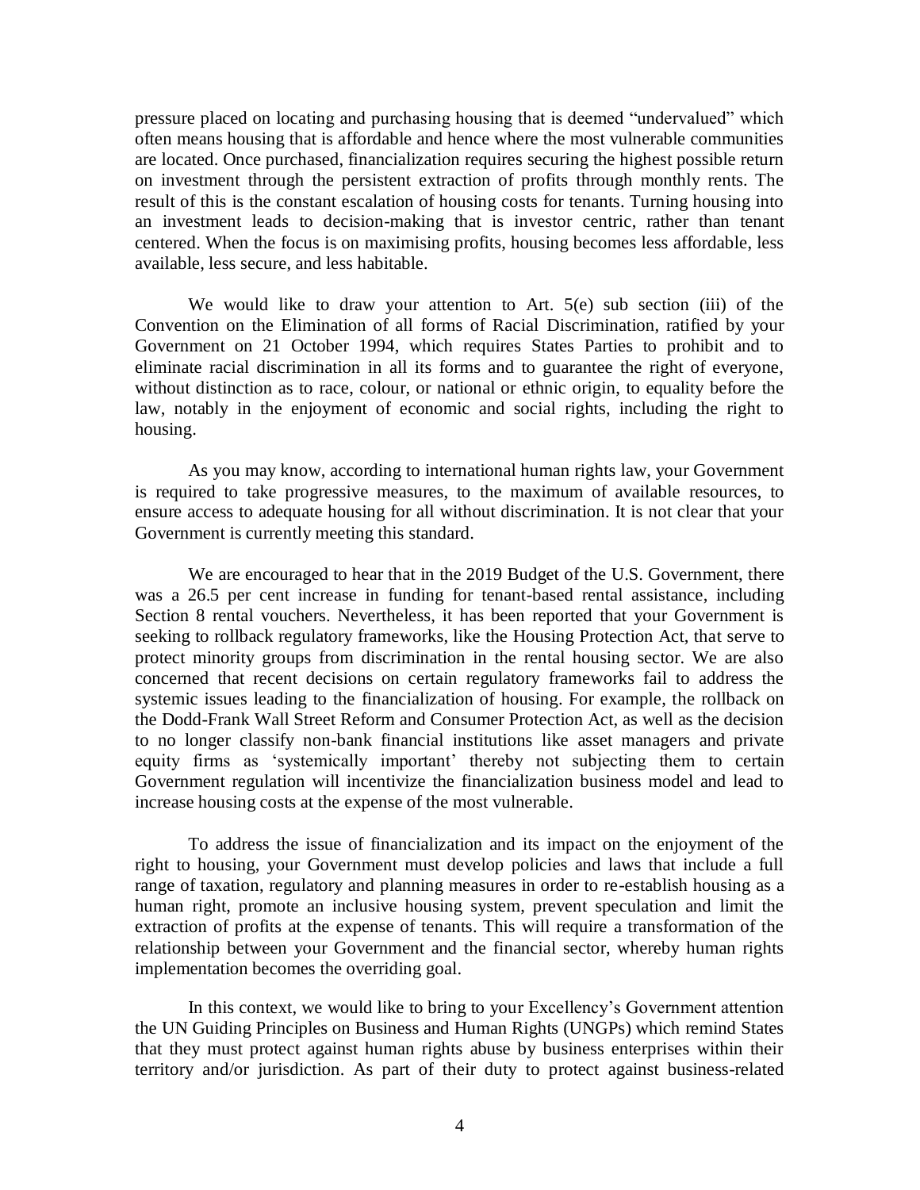pressure placed on locating and purchasing housing that is deemed "undervalued" which often means housing that is affordable and hence where the most vulnerable communities are located. Once purchased, financialization requires securing the highest possible return on investment through the persistent extraction of profits through monthly rents. The result of this is the constant escalation of housing costs for tenants. Turning housing into an investment leads to decision-making that is investor centric, rather than tenant centered. When the focus is on maximising profits, housing becomes less affordable, less available, less secure, and less habitable.

We would like to draw your attention to Art. 5(e) sub section (iii) of the Convention on the Elimination of all forms of Racial Discrimination, ratified by your Government on 21 October 1994, which requires States Parties to prohibit and to eliminate racial discrimination in all its forms and to guarantee the right of everyone, without distinction as to race, colour, or national or ethnic origin, to equality before the law, notably in the enjoyment of economic and social rights, including the right to housing.

As you may know, according to international human rights law, your Government is required to take progressive measures, to the maximum of available resources, to ensure access to adequate housing for all without discrimination. It is not clear that your Government is currently meeting this standard.

We are encouraged to hear that in the 2019 Budget of the U.S. Government, there was a 26.5 per cent increase in funding for tenant-based rental assistance, including Section 8 rental vouchers. Nevertheless, it has been reported that your Government is seeking to rollback regulatory frameworks, like the Housing Protection Act, that serve to protect minority groups from discrimination in the rental housing sector. We are also concerned that recent decisions on certain regulatory frameworks fail to address the systemic issues leading to the financialization of housing. For example, the rollback on the Dodd-Frank Wall Street Reform and Consumer Protection Act, as well as the decision to no longer classify non-bank financial institutions like asset managers and private equity firms as 'systemically important' thereby not subjecting them to certain Government regulation will incentivize the financialization business model and lead to increase housing costs at the expense of the most vulnerable.

To address the issue of financialization and its impact on the enjoyment of the right to housing, your Government must develop policies and laws that include a full range of taxation, regulatory and planning measures in order to re-establish housing as a human right, promote an inclusive housing system, prevent speculation and limit the extraction of profits at the expense of tenants. This will require a transformation of the relationship between your Government and the financial sector, whereby human rights implementation becomes the overriding goal.

In this context, we would like to bring to your Excellency's Government attention the UN Guiding Principles on Business and Human Rights (UNGPs) which remind States that they must protect against human rights abuse by business enterprises within their territory and/or jurisdiction. As part of their duty to protect against business-related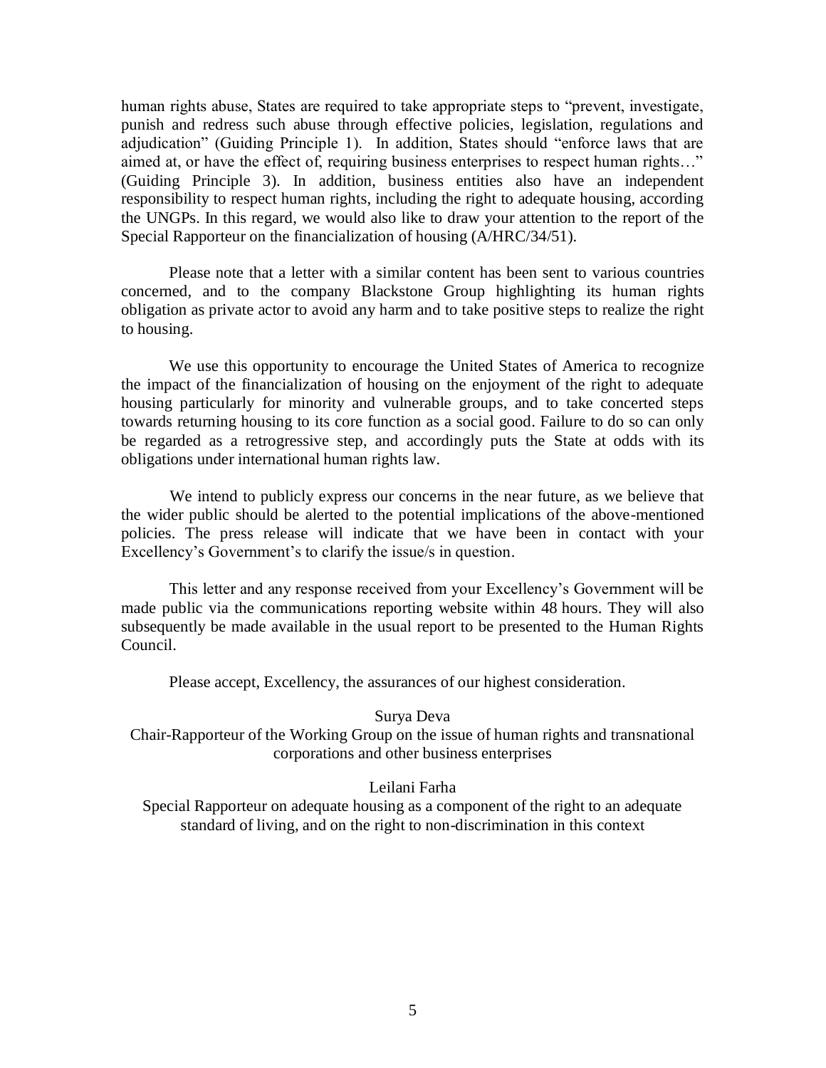human rights abuse, States are required to take appropriate steps to "prevent, investigate, punish and redress such abuse through effective policies, legislation, regulations and adjudication" (Guiding Principle 1). In addition, States should "enforce laws that are aimed at, or have the effect of, requiring business enterprises to respect human rights…" (Guiding Principle 3). In addition, business entities also have an independent responsibility to respect human rights, including the right to adequate housing, according the UNGPs. In this regard, we would also like to draw your attention to the report of the Special Rapporteur on the financialization of housing (A/HRC/34/51).

Please note that a letter with a similar content has been sent to various countries concerned, and to the company Blackstone Group highlighting its human rights obligation as private actor to avoid any harm and to take positive steps to realize the right to housing.

We use this opportunity to encourage the United States of America to recognize the impact of the financialization of housing on the enjoyment of the right to adequate housing particularly for minority and vulnerable groups, and to take concerted steps towards returning housing to its core function as a social good. Failure to do so can only be regarded as a retrogressive step, and accordingly puts the State at odds with its obligations under international human rights law.

We intend to publicly express our concerns in the near future, as we believe that the wider public should be alerted to the potential implications of the above-mentioned policies. The press release will indicate that we have been in contact with your Excellency's Government's to clarify the issue/s in question.

This letter and any response received from your Excellency's Government will be made public via the communications reporting website within 48 hours. They will also subsequently be made available in the usual report to be presented to the Human Rights Council.

Please accept, Excellency, the assurances of our highest consideration.

Surya Deva
Chair-Rapporteur of the Working Group on the issue of human rights and transnational corporations and other business enterprises

Leilani Farha
Special Rapporteur on adequate housing as a component of the right to an adequate standard of living, and on the right to non-discrimination in this context